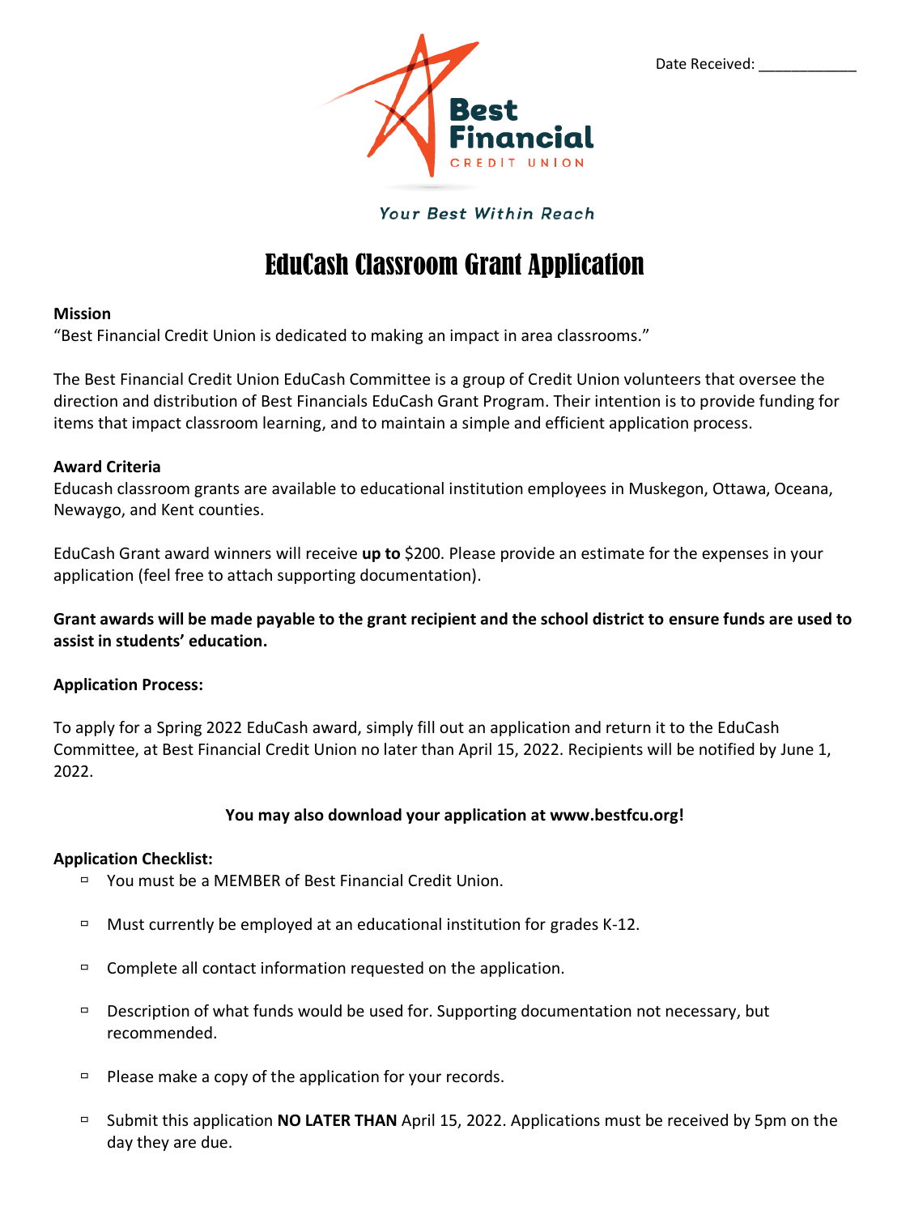Date Received: ____________

Best Financial
CREDIT UNION

*Your Best Within Reach*

# EduCash Classroom Grant Application

**Mission**
"Best Financial Credit Union is dedicated to making an impact in area classrooms."

The Best Financial Credit Union EduCash Committee is a group of Credit Union volunteers that oversee the direction and distribution of Best Financials EduCash Grant Program. Their intention is to provide funding for items that impact classroom learning, and to maintain a simple and efficient application process.

**Award Criteria**
Educash classroom grants are available to educational institution employees in Muskegon, Ottawa, Oceana, Newaygo, and Kent counties.

EduCash Grant award winners will receive **up to** $200. Please provide an estimate for the expenses in your application (feel free to attach supporting documentation).

**Grant awards will be made payable to the grant recipient and the school district to ensure funds are used to assist in students' education.**

**Application Process:**

To apply for a Spring 2022 EduCash award, simply fill out an application and return it to the EduCash Committee, at Best Financial Credit Union no later than April 15, 2022. Recipients will be notified by June 1, 2022.

**You may also download your application at www.bestfcu.org!**

**Application Checklist:**

- You must be a MEMBER of Best Financial Credit Union.
- Must currently be employed at an educational institution for grades K-12.
- Complete all contact information requested on the application.
- Description of what funds would be used for. Supporting documentation not necessary, but recommended.
- Please make a copy of the application for your records.
- Submit this application **NO LATER THAN** April 15, 2022. Applications must be received by 5pm on the day they are due.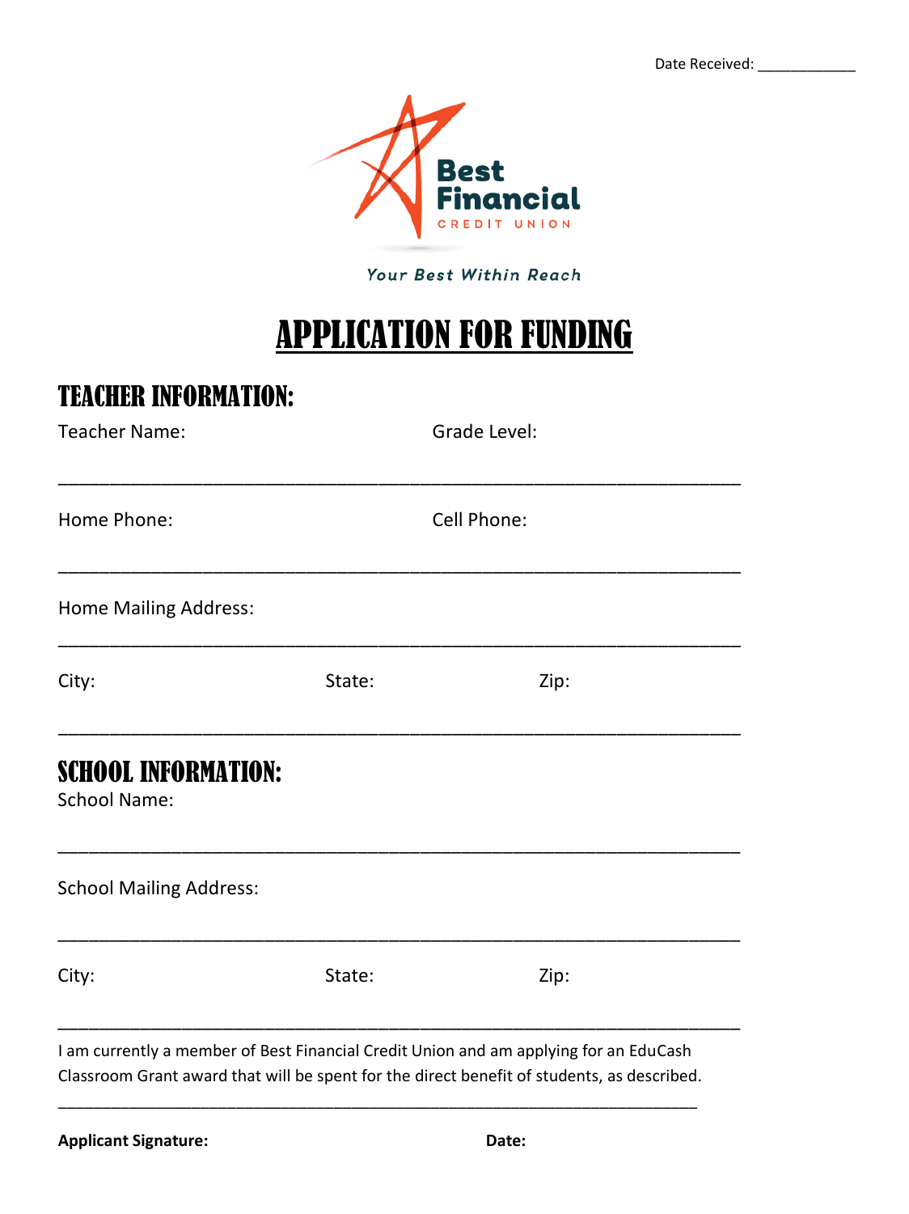Date Received: ____________

Best Financial

CREDIT UNION

*Your Best Within Reach*

# APPLICATION FOR FUNDING

## TEACHER INFORMATION:

Teacher Name: Grade Level:

_______________________________________________________________

Home Phone: Cell Phone:

_______________________________________________________________

Home Mailing Address:

_______________________________________________________________

City: State: Zip:

_______________________________________________________________

## SCHOOL INFORMATION:

School Name:

_______________________________________________________________

School Mailing Address:

_______________________________________________________________

City: State: Zip:

_______________________________________________________________

I am currently a member of Best Financial Credit Union and am applying for an EduCash Classroom Grant award that will be spent for the direct benefit of students, as described.

_______________________________________________________________

**Applicant Signature:** **Date:**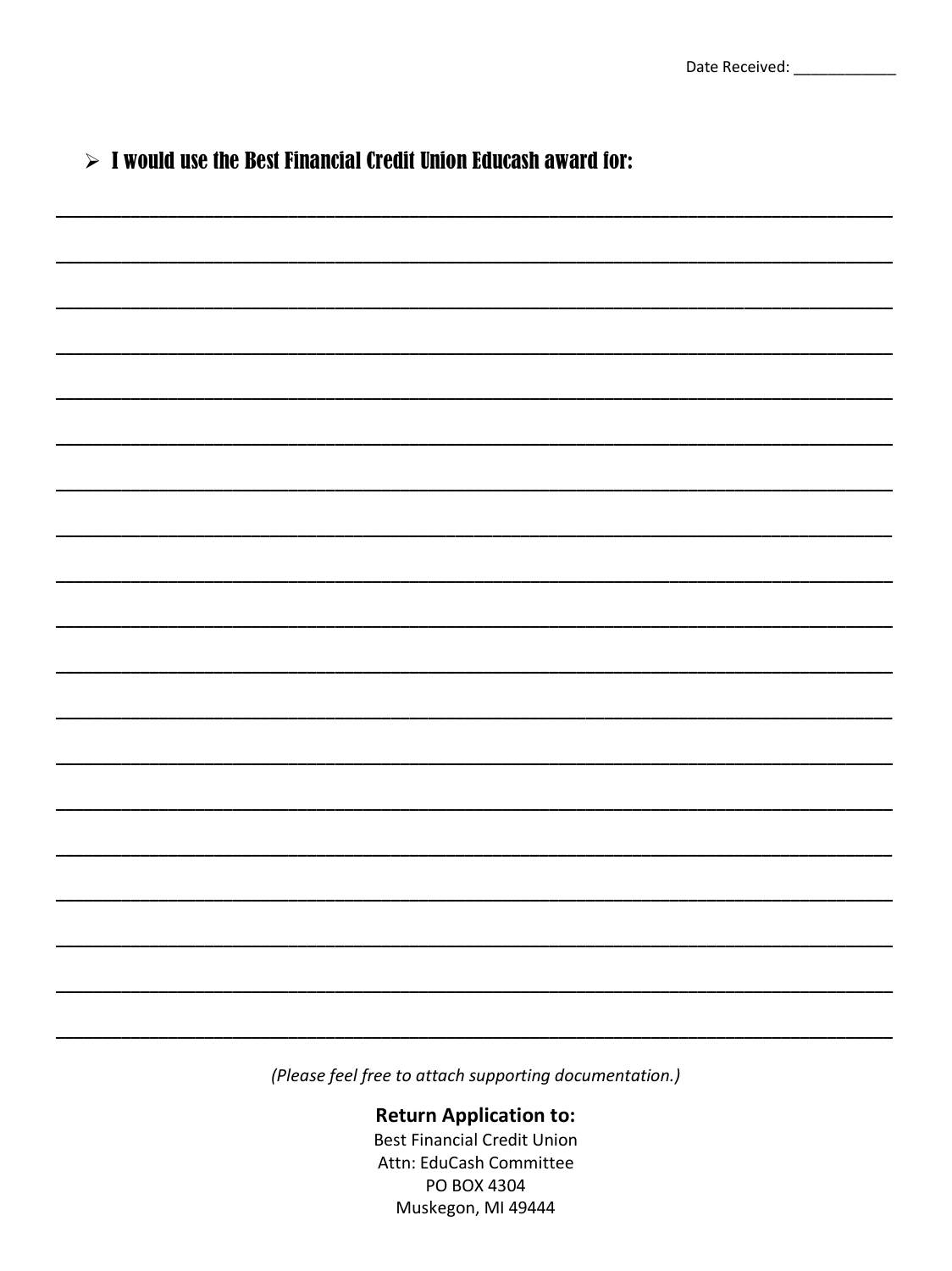Date Received: ____________

- **I would use the Best Financial Credit Union Educash award for:**

_____________________________________________________________________________

_____________________________________________________________________________

_____________________________________________________________________________

_____________________________________________________________________________

_____________________________________________________________________________

_____________________________________________________________________________

_____________________________________________________________________________

_____________________________________________________________________________

_____________________________________________________________________________

_____________________________________________________________________________

_____________________________________________________________________________

_____________________________________________________________________________

_____________________________________________________________________________

_____________________________________________________________________________

_____________________________________________________________________________

_____________________________________________________________________________

_____________________________________________________________________________

_____________________________________________________________________________

_____________________________________________________________________________

*(Please feel free to attach supporting documentation.)*

**Return Application to:**

Best Financial Credit Union
Attn: EduCash Committee
PO BOX 4304
Muskegon, MI 49444